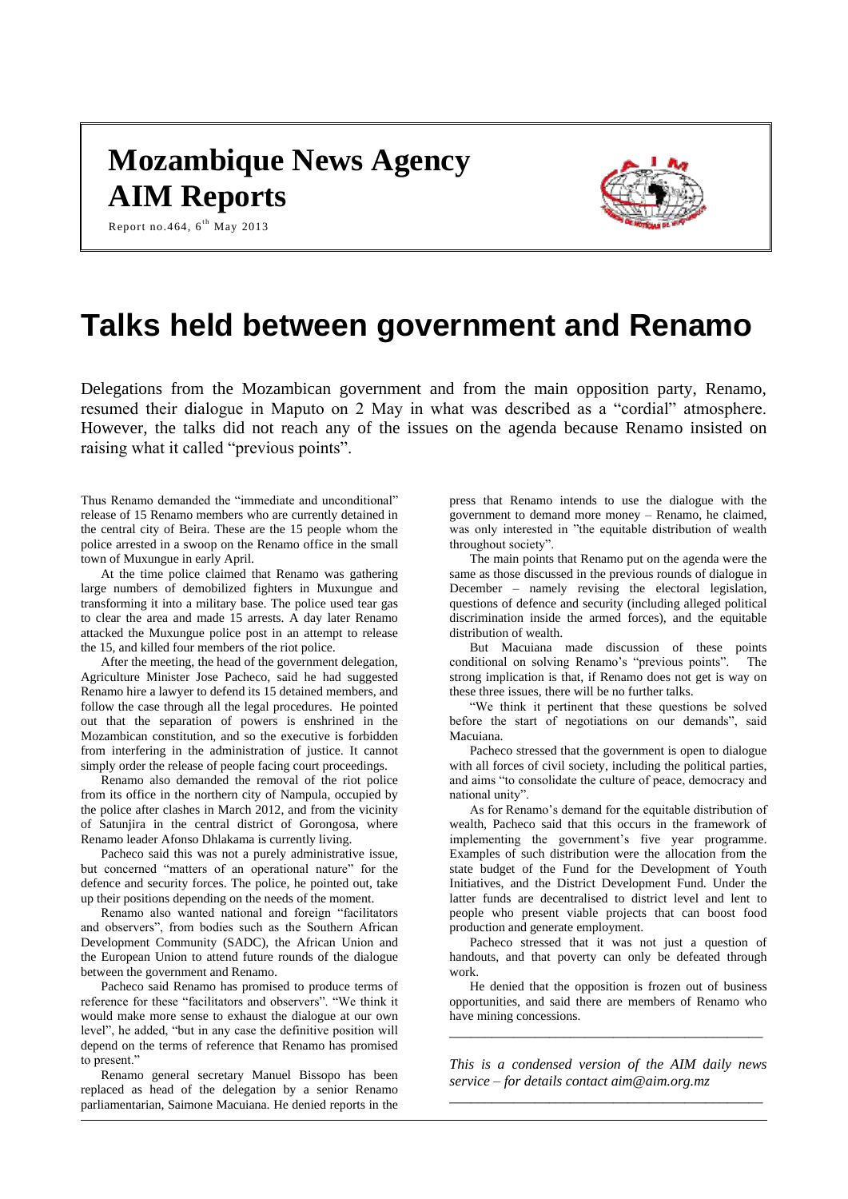# Mozambique News Agency
# AIM Reports

Report no.464, 6[th] May 2013

# Talks held between government and Renamo

Delegations from the Mozambican government and from the main opposition party, Renamo, resumed their dialogue in Maputo on 2 May in what was described as a "cordial" atmosphere. However, the talks did not reach any of the issues on the agenda because Renamo insisted on raising what it called "previous points".

Thus Renamo demanded the "immediate and unconditional" release of 15 Renamo members who are currently detained in the central city of Beira. These are the 15 people whom the police arrested in a swoop on the Renamo office in the small town of Muxungue in early April.

At the time police claimed that Renamo was gathering large numbers of demobilized fighters in Muxungue and transforming it into a military base. The police used tear gas to clear the area and made 15 arrests. A day later Renamo attacked the Muxungue police post in an attempt to release the 15, and killed four members of the riot police.

After the meeting, the head of the government delegation, Agriculture Minister Jose Pacheco, said he had suggested Renamo hire a lawyer to defend its 15 detained members, and follow the case through all the legal procedures. He pointed out that the separation of powers is enshrined in the Mozambican constitution, and so the executive is forbidden from interfering in the administration of justice. It cannot simply order the release of people facing court proceedings.

Renamo also demanded the removal of the riot police from its office in the northern city of Nampula, occupied by the police after clashes in March 2012, and from the vicinity of Satunjira in the central district of Gorongosa, where Renamo leader Afonso Dhlakama is currently living.

Pacheco said this was not a purely administrative issue, but concerned "matters of an operational nature" for the defence and security forces. The police, he pointed out, take up their positions depending on the needs of the moment.

Renamo also wanted national and foreign "facilitators and observers", from bodies such as the Southern African Development Community (SADC), the African Union and the European Union to attend future rounds of the dialogue between the government and Renamo.

Pacheco said Renamo has promised to produce terms of reference for these "facilitators and observers". "We think it would make more sense to exhaust the dialogue at our own level", he added, "but in any case the definitive position will depend on the terms of reference that Renamo has promised to present."

Renamo general secretary Manuel Bissopo has been replaced as head of the delegation by a senior Renamo parliamentarian, Saimone Macuiana. He denied reports in the press that Renamo intends to use the dialogue with the government to demand more money – Renamo, he claimed, was only interested in "the equitable distribution of wealth throughout society".

The main points that Renamo put on the agenda were the same as those discussed in the previous rounds of dialogue in December – namely revising the electoral legislation, questions of defence and security (including alleged political discrimination inside the armed forces), and the equitable distribution of wealth.

But Macuiana made discussion of these points conditional on solving Renamo's "previous points". The strong implication is that, if Renamo does not get is way on these three issues, there will be no further talks.

"We think it pertinent that these questions be solved before the start of negotiations on our demands", said Macuiana.

Pacheco stressed that the government is open to dialogue with all forces of civil society, including the political parties, and aims "to consolidate the culture of peace, democracy and national unity".

As for Renamo's demand for the equitable distribution of wealth, Pacheco said that this occurs in the framework of implementing the government's five year programme. Examples of such distribution were the allocation from the state budget of the Fund for the Development of Youth Initiatives, and the District Development Fund. Under the latter funds are decentralised to district level and lent to people who present viable projects that can boost food production and generate employment.

Pacheco stressed that it was not just a question of handouts, and that poverty can only be defeated through work.

He denied that the opposition is frozen out of business opportunities, and said there are members of Renamo who have mining concessions.

---

*This is a condensed version of the AIM daily news service – for details contact aim@aim.org.mz*

---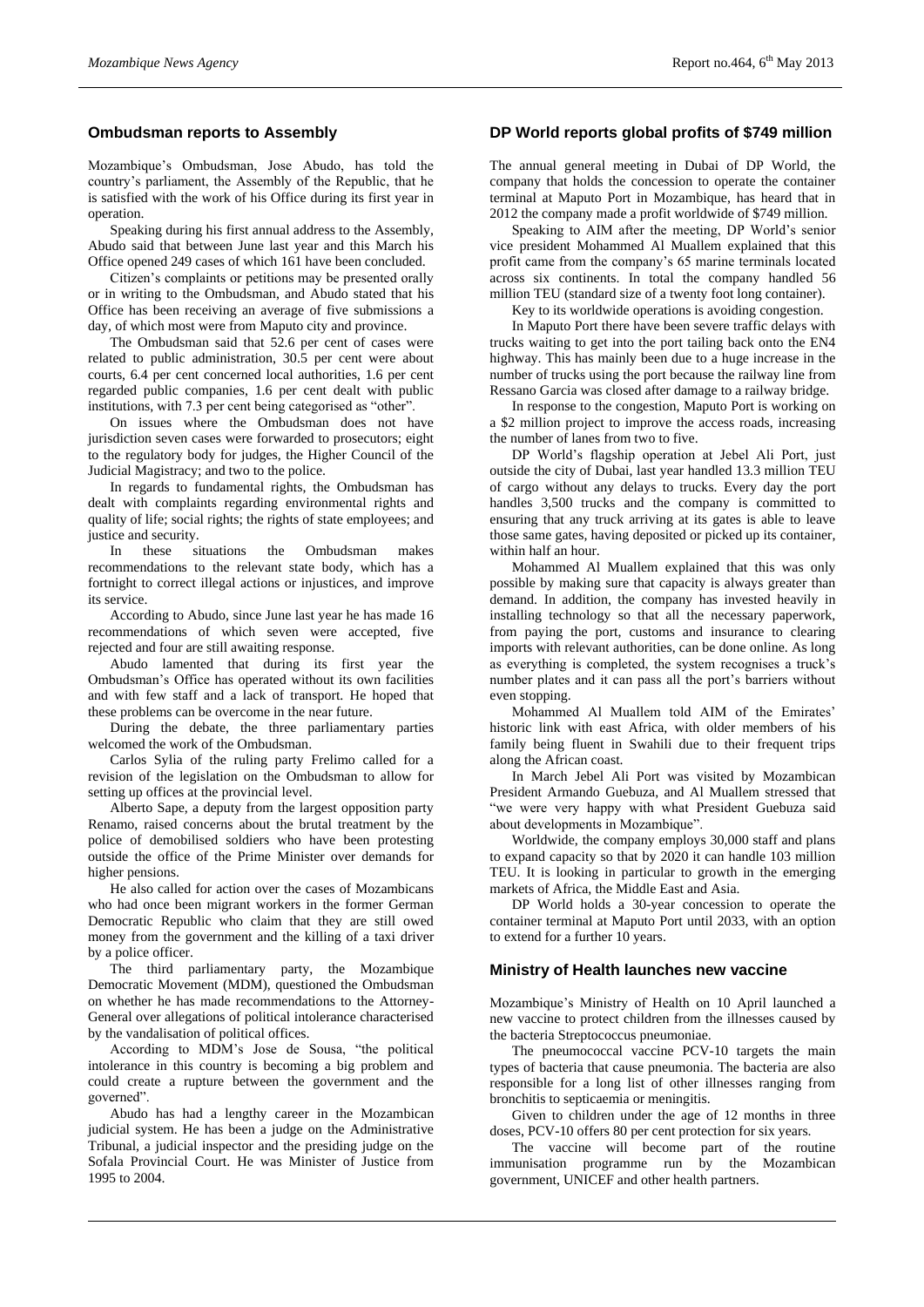## Ombudsman reports to Assembly

Mozambique's Ombudsman, Jose Abudo, has told the country's parliament, the Assembly of the Republic, that he is satisfied with the work of his Office during its first year in operation.

Speaking during his first annual address to the Assembly, Abudo said that between June last year and this March his Office opened 249 cases of which 161 have been concluded.

Citizen's complaints or petitions may be presented orally or in writing to the Ombudsman, and Abudo stated that his Office has been receiving an average of five submissions a day, of which most were from Maputo city and province.

The Ombudsman said that 52.6 per cent of cases were related to public administration, 30.5 per cent were about courts, 6.4 per cent concerned local authorities, 1.6 per cent regarded public companies, 1.6 per cent dealt with public institutions, with 7.3 per cent being categorised as "other".

On issues where the Ombudsman does not have jurisdiction seven cases were forwarded to prosecutors; eight to the regulatory body for judges, the Higher Council of the Judicial Magistracy; and two to the police.

In regards to fundamental rights, the Ombudsman has dealt with complaints regarding environmental rights and quality of life; social rights; the rights of state employees; and justice and security.

In these situations the Ombudsman makes recommendations to the relevant state body, which has a fortnight to correct illegal actions or injustices, and improve its service.

According to Abudo, since June last year he has made 16 recommendations of which seven were accepted, five rejected and four are still awaiting response.

Abudo lamented that during its first year the Ombudsman's Office has operated without its own facilities and with few staff and a lack of transport. He hoped that these problems can be overcome in the near future.

During the debate, the three parliamentary parties welcomed the work of the Ombudsman.

Carlos Sylia of the ruling party Frelimo called for a revision of the legislation on the Ombudsman to allow for setting up offices at the provincial level.

Alberto Sape, a deputy from the largest opposition party Renamo, raised concerns about the brutal treatment by the police of demobilised soldiers who have been protesting outside the office of the Prime Minister over demands for higher pensions.

He also called for action over the cases of Mozambicans who had once been migrant workers in the former German Democratic Republic who claim that they are still owed money from the government and the killing of a taxi driver by a police officer.

The third parliamentary party, the Mozambique Democratic Movement (MDM), questioned the Ombudsman on whether he has made recommendations to the Attorney-General over allegations of political intolerance characterised by the vandalisation of political offices.

According to MDM's Jose de Sousa, "the political intolerance in this country is becoming a big problem and could create a rupture between the government and the governed".

Abudo has had a lengthy career in the Mozambican judicial system. He has been a judge on the Administrative Tribunal, a judicial inspector and the presiding judge on the Sofala Provincial Court. He was Minister of Justice from 1995 to 2004.

## DP World reports global profits of $749 million

The annual general meeting in Dubai of DP World, the company that holds the concession to operate the container terminal at Maputo Port in Mozambique, has heard that in 2012 the company made a profit worldwide of $749 million.

Speaking to AIM after the meeting, DP World's senior vice president Mohammed Al Muallem explained that this profit came from the company's 65 marine terminals located across six continents. In total the company handled 56 million TEU (standard size of a twenty foot long container).

Key to its worldwide operations is avoiding congestion.

In Maputo Port there have been severe traffic delays with trucks waiting to get into the port tailing back onto the EN4 highway. This has mainly been due to a huge increase in the number of trucks using the port because the railway line from Ressano Garcia was closed after damage to a railway bridge.

In response to the congestion, Maputo Port is working on a $2 million project to improve the access roads, increasing the number of lanes from two to five.

DP World's flagship operation at Jebel Ali Port, just outside the city of Dubai, last year handled 13.3 million TEU of cargo without any delays to trucks. Every day the port handles 3,500 trucks and the company is committed to ensuring that any truck arriving at its gates is able to leave those same gates, having deposited or picked up its container, within half an hour.

Mohammed Al Muallem explained that this was only possible by making sure that capacity is always greater than demand. In addition, the company has invested heavily in installing technology so that all the necessary paperwork, from paying the port, customs and insurance to clearing imports with relevant authorities, can be done online. As long as everything is completed, the system recognises a truck's number plates and it can pass all the port's barriers without even stopping.

Mohammed Al Muallem told AIM of the Emirates' historic link with east Africa, with older members of his family being fluent in Swahili due to their frequent trips along the African coast.

In March Jebel Ali Port was visited by Mozambican President Armando Guebuza, and Al Muallem stressed that "we were very happy with what President Guebuza said about developments in Mozambique".

Worldwide, the company employs 30,000 staff and plans to expand capacity so that by 2020 it can handle 103 million TEU. It is looking in particular to growth in the emerging markets of Africa, the Middle East and Asia.

DP World holds a 30-year concession to operate the container terminal at Maputo Port until 2033, with an option to extend for a further 10 years.

## Ministry of Health launches new vaccine

Mozambique's Ministry of Health on 10 April launched a new vaccine to protect children from the illnesses caused by the bacteria Streptococcus pneumoniae.

The pneumococcal vaccine PCV-10 targets the main types of bacteria that cause pneumonia. The bacteria are also responsible for a long list of other illnesses ranging from bronchitis to septicaemia or meningitis.

Given to children under the age of 12 months in three doses, PCV-10 offers 80 per cent protection for six years.

The vaccine will become part of the routine immunisation programme run by the Mozambican government, UNICEF and other health partners.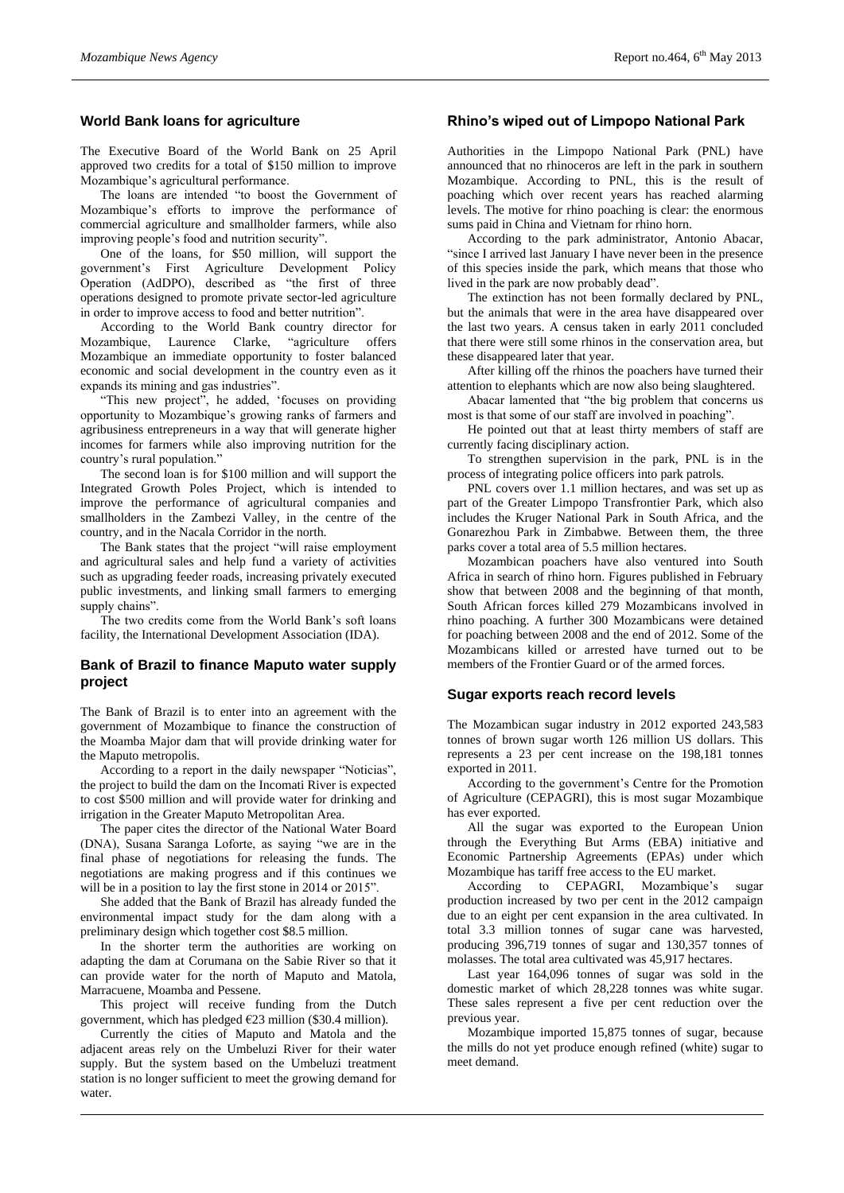## World Bank loans for agriculture

The Executive Board of the World Bank on 25 April approved two credits for a total of $150 million to improve Mozambique's agricultural performance.

The loans are intended "to boost the Government of Mozambique's efforts to improve the performance of commercial agriculture and smallholder farmers, while also improving people's food and nutrition security".

One of the loans, for $50 million, will support the government's First Agriculture Development Policy Operation (AdDPO), described as "the first of three operations designed to promote private sector-led agriculture in order to improve access to food and better nutrition".

According to the World Bank country director for Mozambique, Laurence Clarke, "agriculture offers Mozambique an immediate opportunity to foster balanced economic and social development in the country even as it expands its mining and gas industries".

"This new project", he added, 'focuses on providing opportunity to Mozambique's growing ranks of farmers and agribusiness entrepreneurs in a way that will generate higher incomes for farmers while also improving nutrition for the country's rural population."

The second loan is for $100 million and will support the Integrated Growth Poles Project, which is intended to improve the performance of agricultural companies and smallholders in the Zambezi Valley, in the centre of the country, and in the Nacala Corridor in the north.

The Bank states that the project "will raise employment and agricultural sales and help fund a variety of activities such as upgrading feeder roads, increasing privately executed public investments, and linking small farmers to emerging supply chains".

The two credits come from the World Bank's soft loans facility, the International Development Association (IDA).

## Bank of Brazil to finance Maputo water supply project

The Bank of Brazil is to enter into an agreement with the government of Mozambique to finance the construction of the Moamba Major dam that will provide drinking water for the Maputo metropolis.

According to a report in the daily newspaper "Noticias", the project to build the dam on the Incomati River is expected to cost $500 million and will provide water for drinking and irrigation in the Greater Maputo Metropolitan Area.

The paper cites the director of the National Water Board (DNA), Susana Saranga Loforte, as saying "we are in the final phase of negotiations for releasing the funds. The negotiations are making progress and if this continues we will be in a position to lay the first stone in 2014 or 2015".

She added that the Bank of Brazil has already funded the environmental impact study for the dam along with a preliminary design which together cost $8.5 million.

In the shorter term the authorities are working on adapting the dam at Corumana on the Sabie River so that it can provide water for the north of Maputo and Matola, Marracuene, Moamba and Pessene.

This project will receive funding from the Dutch government, which has pledged €23 million ($30.4 million).

Currently the cities of Maputo and Matola and the adjacent areas rely on the Umbeluzi River for their water supply. But the system based on the Umbeluzi treatment station is no longer sufficient to meet the growing demand for water.

## Rhino's wiped out of Limpopo National Park

Authorities in the Limpopo National Park (PNL) have announced that no rhinoceros are left in the park in southern Mozambique. According to PNL, this is the result of poaching which over recent years has reached alarming levels. The motive for rhino poaching is clear: the enormous sums paid in China and Vietnam for rhino horn.

According to the park administrator, Antonio Abacar, "since I arrived last January I have never been in the presence of this species inside the park, which means that those who lived in the park are now probably dead".

The extinction has not been formally declared by PNL, but the animals that were in the area have disappeared over the last two years. A census taken in early 2011 concluded that there were still some rhinos in the conservation area, but these disappeared later that year.

After killing off the rhinos the poachers have turned their attention to elephants which are now also being slaughtered.

Abacar lamented that "the big problem that concerns us most is that some of our staff are involved in poaching".

He pointed out that at least thirty members of staff are currently facing disciplinary action.

To strengthen supervision in the park, PNL is in the process of integrating police officers into park patrols.

PNL covers over 1.1 million hectares, and was set up as part of the Greater Limpopo Transfrontier Park, which also includes the Kruger National Park in South Africa, and the Gonarezhou Park in Zimbabwe. Between them, the three parks cover a total area of 5.5 million hectares.

Mozambican poachers have also ventured into South Africa in search of rhino horn. Figures published in February show that between 2008 and the beginning of that month, South African forces killed 279 Mozambicans involved in rhino poaching. A further 300 Mozambicans were detained for poaching between 2008 and the end of 2012. Some of the Mozambicans killed or arrested have turned out to be members of the Frontier Guard or of the armed forces.

## Sugar exports reach record levels

The Mozambican sugar industry in 2012 exported 243,583 tonnes of brown sugar worth 126 million US dollars. This represents a 23 per cent increase on the 198,181 tonnes exported in 2011.

According to the government's Centre for the Promotion of Agriculture (CEPAGRI), this is most sugar Mozambique has ever exported.

All the sugar was exported to the European Union through the Everything But Arms (EBA) initiative and Economic Partnership Agreements (EPAs) under which Mozambique has tariff free access to the EU market.

According to CEPAGRI, Mozambique's sugar production increased by two per cent in the 2012 campaign due to an eight per cent expansion in the area cultivated. In total 3.3 million tonnes of sugar cane was harvested, producing 396,719 tonnes of sugar and 130,357 tonnes of molasses. The total area cultivated was 45,917 hectares.

Last year 164,096 tonnes of sugar was sold in the domestic market of which 28,228 tonnes was white sugar. These sales represent a five per cent reduction over the previous year.

Mozambique imported 15,875 tonnes of sugar, because the mills do not yet produce enough refined (white) sugar to meet demand.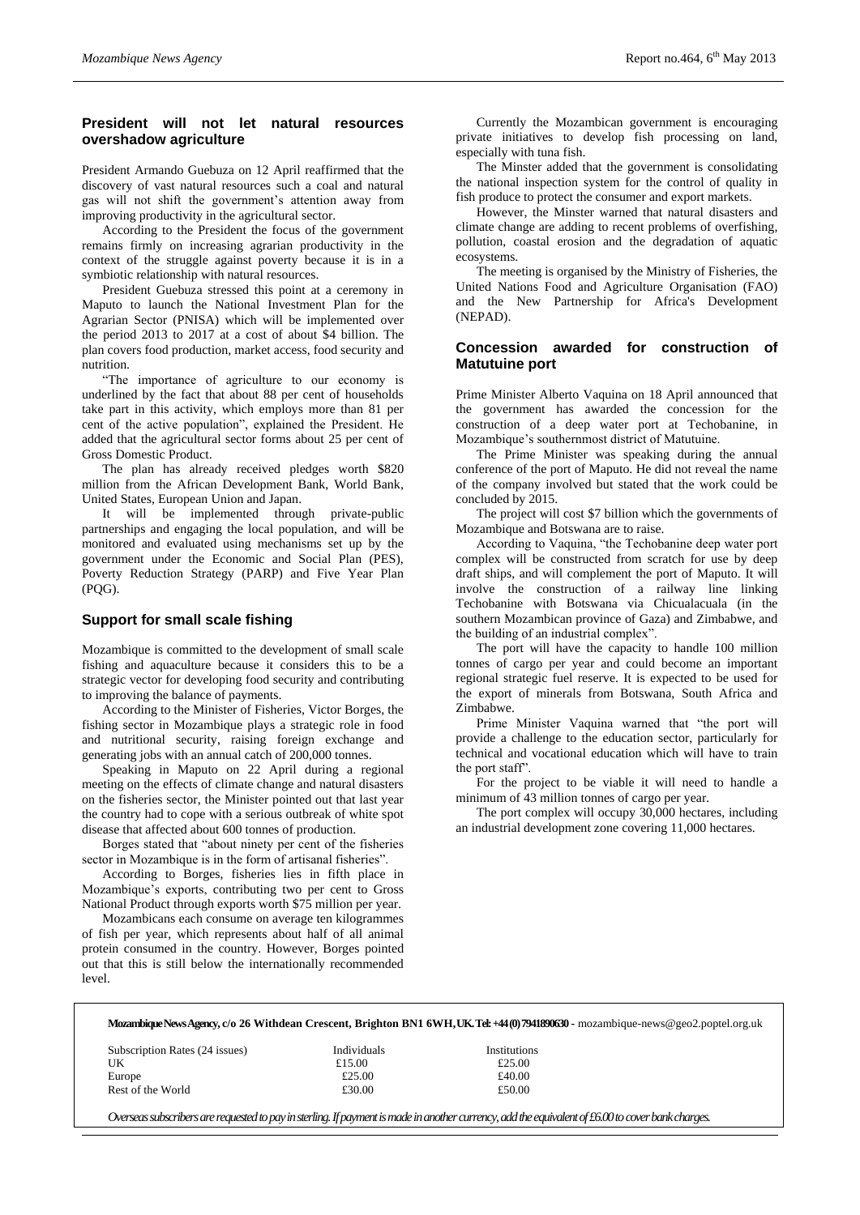## President will not let natural resources overshadow agriculture

President Armando Guebuza on 12 April reaffirmed that the discovery of vast natural resources such a coal and natural gas will not shift the government's attention away from improving productivity in the agricultural sector.

According to the President the focus of the government remains firmly on increasing agrarian productivity in the context of the struggle against poverty because it is in a symbiotic relationship with natural resources.

President Guebuza stressed this point at a ceremony in Maputo to launch the National Investment Plan for the Agrarian Sector (PNISA) which will be implemented over the period 2013 to 2017 at a cost of about $4 billion. The plan covers food production, market access, food security and nutrition.

"The importance of agriculture to our economy is underlined by the fact that about 88 per cent of households take part in this activity, which employs more than 81 per cent of the active population", explained the President. He added that the agricultural sector forms about 25 per cent of Gross Domestic Product.

The plan has already received pledges worth $820 million from the African Development Bank, World Bank, United States, European Union and Japan.

It will be implemented through private-public partnerships and engaging the local population, and will be monitored and evaluated using mechanisms set up by the government under the Economic and Social Plan (PES), Poverty Reduction Strategy (PARP) and Five Year Plan (PQG).

## Support for small scale fishing

Mozambique is committed to the development of small scale fishing and aquaculture because it considers this to be a strategic vector for developing food security and contributing to improving the balance of payments.

According to the Minister of Fisheries, Victor Borges, the fishing sector in Mozambique plays a strategic role in food and nutritional security, raising foreign exchange and generating jobs with an annual catch of 200,000 tonnes.

Speaking in Maputo on 22 April during a regional meeting on the effects of climate change and natural disasters on the fisheries sector, the Minister pointed out that last year the country had to cope with a serious outbreak of white spot disease that affected about 600 tonnes of production.

Borges stated that "about ninety per cent of the fisheries sector in Mozambique is in the form of artisanal fisheries".

According to Borges, fisheries lies in fifth place in Mozambique's exports, contributing two per cent to Gross National Product through exports worth $75 million per year.

Mozambicans each consume on average ten kilogrammes of fish per year, which represents about half of all animal protein consumed in the country. However, Borges pointed out that this is still below the internationally recommended level.

Currently the Mozambican government is encouraging private initiatives to develop fish processing on land, especially with tuna fish.

The Minster added that the government is consolidating the national inspection system for the control of quality in fish produce to protect the consumer and export markets.

However, the Minster warned that natural disasters and climate change are adding to recent problems of overfishing, pollution, coastal erosion and the degradation of aquatic ecosystems.

The meeting is organised by the Ministry of Fisheries, the United Nations Food and Agriculture Organisation (FAO) and the New Partnership for Africa's Development (NEPAD).

## Concession awarded for construction of Matutuine port

Prime Minister Alberto Vaquina on 18 April announced that the government has awarded the concession for the construction of a deep water port at Techobanine, in Mozambique's southernmost district of Matutuine.

The Prime Minister was speaking during the annual conference of the port of Maputo. He did not reveal the name of the company involved but stated that the work could be concluded by 2015.

The project will cost $7 billion which the governments of Mozambique and Botswana are to raise.

According to Vaquina, "the Techobanine deep water port complex will be constructed from scratch for use by deep draft ships, and will complement the port of Maputo. It will involve the construction of a railway line linking Techobanine with Botswana via Chicualacuala (in the southern Mozambican province of Gaza) and Zimbabwe, and the building of an industrial complex".

The port will have the capacity to handle 100 million tonnes of cargo per year and could become an important regional strategic fuel reserve. It is expected to be used for the export of minerals from Botswana, South Africa and Zimbabwe.

Prime Minister Vaquina warned that "the port will provide a challenge to the education sector, particularly for technical and vocational education which will have to train the port staff".

For the project to be viable it will need to handle a minimum of 43 million tonnes of cargo per year.

The port complex will occupy 30,000 hectares, including an industrial development zone covering 11,000 hectares.

**Mozambique News Agency, c/o 26 Withdean Crescent, Brighton BN1 6WH, UK. Tel: +44 (0) 7941890630 -** mozambique-news@geo2.poptel.org.uk

| Subscription Rates (24 issues) | Individuals | Institutions |
| --- | --- | --- |
| UK | £15.00 | £25.00 |
| Europe | £25.00 | £40.00 |
| Rest of the World | £30.00 | £50.00 |

*Overseas subscribers are requested to pay in sterling. If payment is made in another currency, add the equivalent of £6.00 to cover bank charges.*